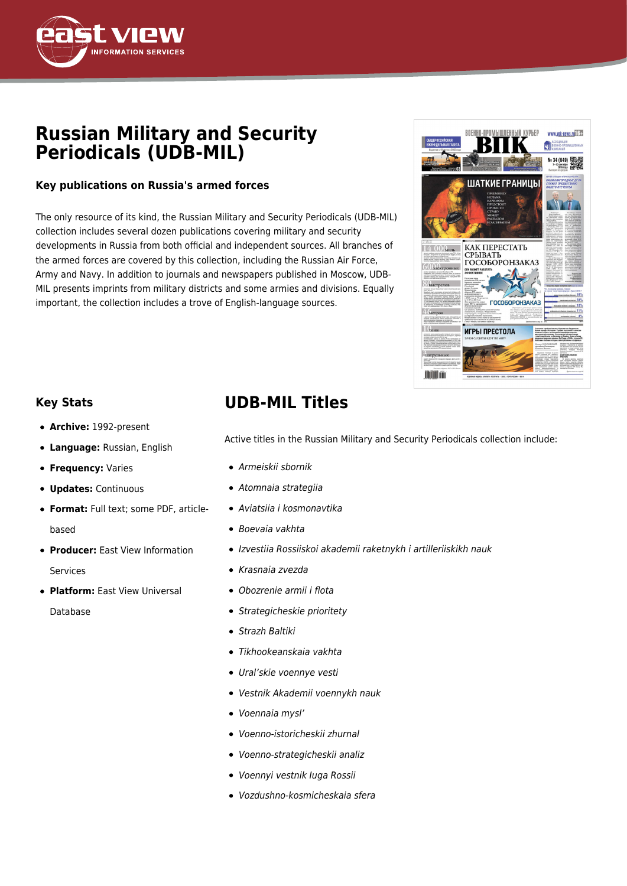# Russian Military and Security Periodicals (UDB-MIL)

### Key publications on Russia's armed forces

The only resource of its kind, the Russian Military and Security Periodicals (UDB-MIL) collection includes several dozen publications covering military and security developments in Russia from both official and independent sources. All branches of the armed forces are covered by this collection, including the Russian Air Force, Army and Navy. In addition to journals and newspapers published in Moscow, UDB-MIL presents imprints from military districts and some armies and divisions. Equally important, the collection includes a trove of English-language sources.

### Key Stats

- **Archive:** 1992-present
- **Language:** Russian, English
- **Frequency:** Varies
- **Updates:** Continuous
- **Format:** Full text; some PDF, article-based
- **Producer:** East View Information Services
- **Platform:** East View Universal Database

## UDB-MIL Titles

Active titles in the Russian Military and Security Periodicals collection include:

- *Armeiskii sbornik*
- *Atomnaia strategiia*
- *Aviatsiia i kosmonavtika*
- *Boevaia vakhta*
- *Izvestiia Rossiiskoi akademii raketnykh i artilleriiskikh nauk*
- *Krasnaia zvezda*
- *Obozrenie armii i flota*
- *Strategicheskie prioritety*
- *Strazh Baltiki*
- *Tikhookeanskaia vakhta*
- *Ural'skie voennye vesti*
- *Vestnik Akademii voennykh nauk*
- *Voennaia mysl'*
- *Voenno-istoricheskii zhurnal*
- *Voenno-strategicheskii analiz*
- *Voennyi vestnik Iuga Rossii*
- *Vozdushno-kosmicheskaia sfera*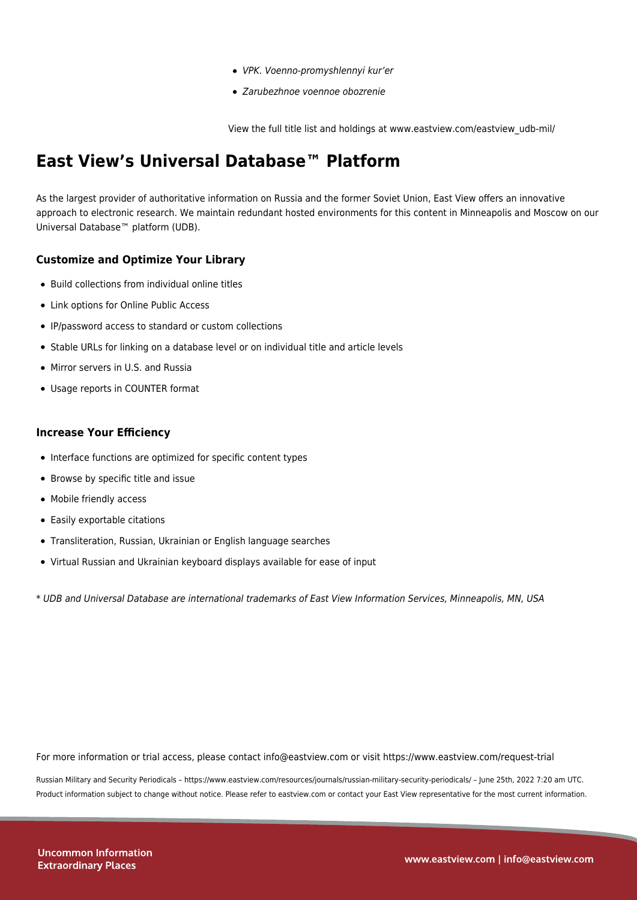- *VPK. Voenno-promyshlennyi kur'er*
- *Zarubezhnoe voennoe obozrenie*

View the full title list and holdings at www.eastview.com/eastview_udb-mil/

## East View's Universal Database™ Platform

As the largest provider of authoritative information on Russia and the former Soviet Union, East View offers an innovative approach to electronic research. We maintain redundant hosted environments for this content in Minneapolis and Moscow on our Universal Database™ platform (UDB).

### Customize and Optimize Your Library

- Build collections from individual online titles
- Link options for Online Public Access
- IP/password access to standard or custom collections
- Stable URLs for linking on a database level or on individual title and article levels
- Mirror servers in U.S. and Russia
- Usage reports in COUNTER format

### Increase Your Efficiency

- Interface functions are optimized for specific content types
- Browse by specific title and issue
- Mobile friendly access
- Easily exportable citations
- Transliteration, Russian, Ukrainian or English language searches
- Virtual Russian and Ukrainian keyboard displays available for ease of input

*\* UDB and Universal Database are international trademarks of East View Information Services, Minneapolis, MN, USA*

For more information or trial access, please contact info@eastview.com or visit https://www.eastview.com/request-trial

Russian Military and Security Periodicals – https://www.eastview.com/resources/journals/russian-military-security-periodicals/ – June 25th, 2022 7:20 am UTC.
Product information subject to change without notice. Please refer to eastview.com or contact your East View representative for the most current information.